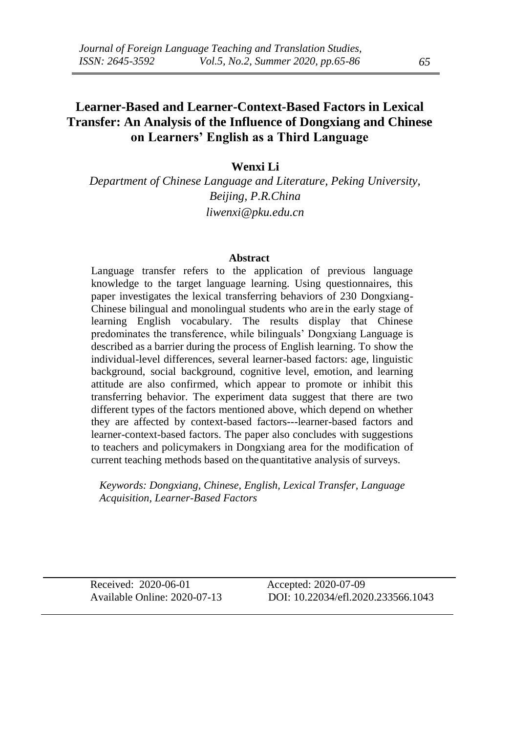# Learner-Based and Learner-Context-Based Factors in Lexical Transfer: An Analysis of the Influence of Dongxiang and Chinese on Learners' English as a Third Language

**Wenxi Li**

*Department of Chinese Language and Literature, Peking University, Beijing, P.R.China*

*liwenxi@pku.edu.cn*

### Abstract

Language transfer refers to the application of previous language knowledge to the target language learning. Using questionnaires, this paper investigates the lexical transferring behaviors of 230 Dongxiang-Chinese bilingual and monolingual students who are in the early stage of learning English vocabulary. The results display that Chinese predominates the transference, while bilinguals' Dongxiang Language is described as a barrier during the process of English learning. To show the individual-level differences, several learner-based factors: age, linguistic background, social background, cognitive level, emotion, and learning attitude are also confirmed, which appear to promote or inhibit this transferring behavior. The experiment data suggest that there are two different types of the factors mentioned above, which depend on whether they are affected by context-based factors---learner-based factors and learner-context-based factors. The paper also concludes with suggestions to teachers and policymakers in Dongxiang area for the modification of current teaching methods based on the quantitative analysis of surveys.

*Keywords: Dongxiang, Chinese, English, Lexical Transfer, Language Acquisition, Learner-Based Factors*

Received: 2020-06-01 Accepted: 2020-07-09
Available Online: 2020-07-13 DOI: 10.22034/efl.2020.233566.1043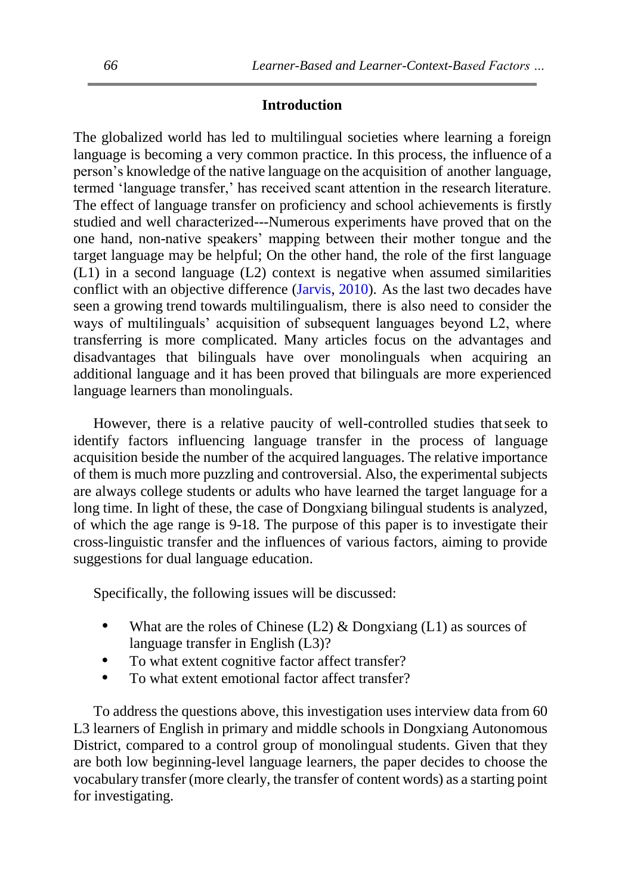## Introduction

The globalized world has led to multilingual societies where learning a foreign language is becoming a very common practice. In this process, the influence of a person's knowledge of the native language on the acquisition of another language, termed 'language transfer,' has received scant attention in the research literature. The effect of language transfer on proficiency and school achievements is firstly studied and well characterized---Numerous experiments have proved that on the one hand, non-native speakers' mapping between their mother tongue and the target language may be helpful; On the other hand, the role of the first language (L1) in a second language (L2) context is negative when assumed similarities conflict with an objective difference (Jarvis, 2010). As the last two decades have seen a growing trend towards multilingualism, there is also need to consider the ways of multilinguals' acquisition of subsequent languages beyond L2, where transferring is more complicated. Many articles focus on the advantages and disadvantages that bilinguals have over monolinguals when acquiring an additional language and it has been proved that bilinguals are more experienced language learners than monolinguals.

However, there is a relative paucity of well-controlled studies that seek to identify factors influencing language transfer in the process of language acquisition beside the number of the acquired languages. The relative importance of them is much more puzzling and controversial. Also, the experimental subjects are always college students or adults who have learned the target language for a long time. In light of these, the case of Dongxiang bilingual students is analyzed, of which the age range is 9-18. The purpose of this paper is to investigate their cross-linguistic transfer and the influences of various factors, aiming to provide suggestions for dual language education.

Specifically, the following issues will be discussed:

- What are the roles of Chinese (L2) & Dongxiang (L1) as sources of language transfer in English (L3)?
- To what extent cognitive factor affect transfer?
- To what extent emotional factor affect transfer?

To address the questions above, this investigation uses interview data from 60 L3 learners of English in primary and middle schools in Dongxiang Autonomous District, compared to a control group of monolingual students. Given that they are both low beginning-level language learners, the paper decides to choose the vocabulary transfer (more clearly, the transfer of content words) as a starting point for investigating.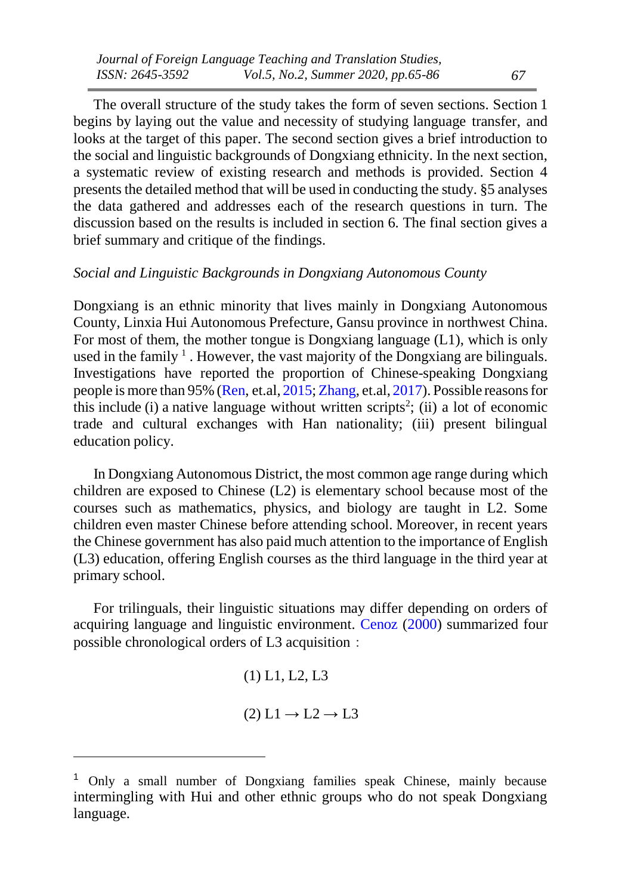The overall structure of the study takes the form of seven sections. Section 1 begins by laying out the value and necessity of studying language transfer, and looks at the target of this paper. The second section gives a brief introduction to the social and linguistic backgrounds of Dongxiang ethnicity. In the next section, a systematic review of existing research and methods is provided. Section 4 presents the detailed method that will be used in conducting the study. §5 analyses the data gathered and addresses each of the research questions in turn. The discussion based on the results is included in section 6. The final section gives a brief summary and critique of the findings.

### *Social and Linguistic Backgrounds in Dongxiang Autonomous County*

Dongxiang is an ethnic minority that lives mainly in Dongxiang Autonomous County, Linxia Hui Autonomous Prefecture, Gansu province in northwest China. For most of them, the mother tongue is Dongxiang language (L1), which is only used in the family [1]. However, the vast majority of the Dongxiang are bilinguals. Investigations have reported the proportion of Chinese-speaking Dongxiang people is more than 95% (Ren, et.al, 2015; Zhang, et.al, 2017). Possible reasons for this include (i) a native language without written scripts[2]; (ii) a lot of economic trade and cultural exchanges with Han nationality; (iii) present bilingual education policy.

In Dongxiang Autonomous District, the most common age range during which children are exposed to Chinese (L2) is elementary school because most of the courses such as mathematics, physics, and biology are taught in L2. Some children even master Chinese before attending school. Moreover, in recent years the Chinese government has also paid much attention to the importance of English (L3) education, offering English courses as the third language in the third year at primary school.

For trilinguals, their linguistic situations may differ depending on orders of acquiring language and linguistic environment. Cenoz (2000) summarized four possible chronological orders of L3 acquisition：

(1) L1, L2, L3

(2) L1 → L2 → L3

---

[1] Only a small number of Dongxiang families speak Chinese, mainly because intermingling with Hui and other ethnic groups who do not speak Dongxiang language.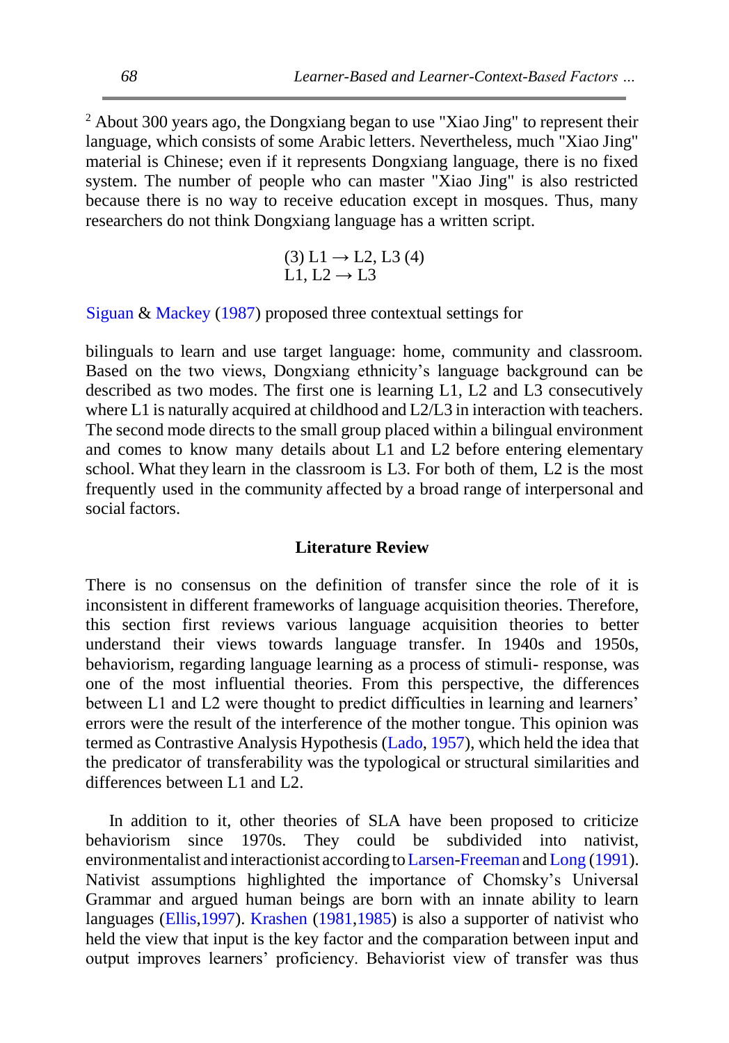[2] About 300 years ago, the Dongxiang began to use "Xiao Jing" to represent their language, which consists of some Arabic letters. Nevertheless, much "Xiao Jing" material is Chinese; even if it represents Dongxiang language, there is no fixed system. The number of people who can master "Xiao Jing" is also restricted because there is no way to receive education except in mosques. Thus, many researchers do not think Dongxiang language has a written script.

(3) L1 → L2, L3 (4)
L1, L2 → L3

Siguan & Mackey (1987) proposed three contextual settings for

bilinguals to learn and use target language: home, community and classroom. Based on the two views, Dongxiang ethnicity's language background can be described as two modes. The first one is learning L1, L2 and L3 consecutively where L1 is naturally acquired at childhood and L2/L3 in interaction with teachers. The second mode directs to the small group placed within a bilingual environment and comes to know many details about L1 and L2 before entering elementary school. What they learn in the classroom is L3. For both of them, L2 is the most frequently used in the community affected by a broad range of interpersonal and social factors.

## Literature Review

There is no consensus on the definition of transfer since the role of it is inconsistent in different frameworks of language acquisition theories. Therefore, this section first reviews various language acquisition theories to better understand their views towards language transfer. In 1940s and 1950s, behaviorism, regarding language learning as a process of stimuli- response, was one of the most influential theories. From this perspective, the differences between L1 and L2 were thought to predict difficulties in learning and learners' errors were the result of the interference of the mother tongue. This opinion was termed as Contrastive Analysis Hypothesis (Lado, 1957), which held the idea that the predicator of transferability was the typological or structural similarities and differences between L1 and L2.

In addition to it, other theories of SLA have been proposed to criticize behaviorism since 1970s. They could be subdivided into nativist, environmentalist and interactionist according to Larsen-Freeman and Long (1991). Nativist assumptions highlighted the importance of Chomsky's Universal Grammar and argued human beings are born with an innate ability to learn languages (Ellis,1997). Krashen (1981,1985) is also a supporter of nativist who held the view that input is the key factor and the comparation between input and output improves learners' proficiency. Behaviorist view of transfer was thus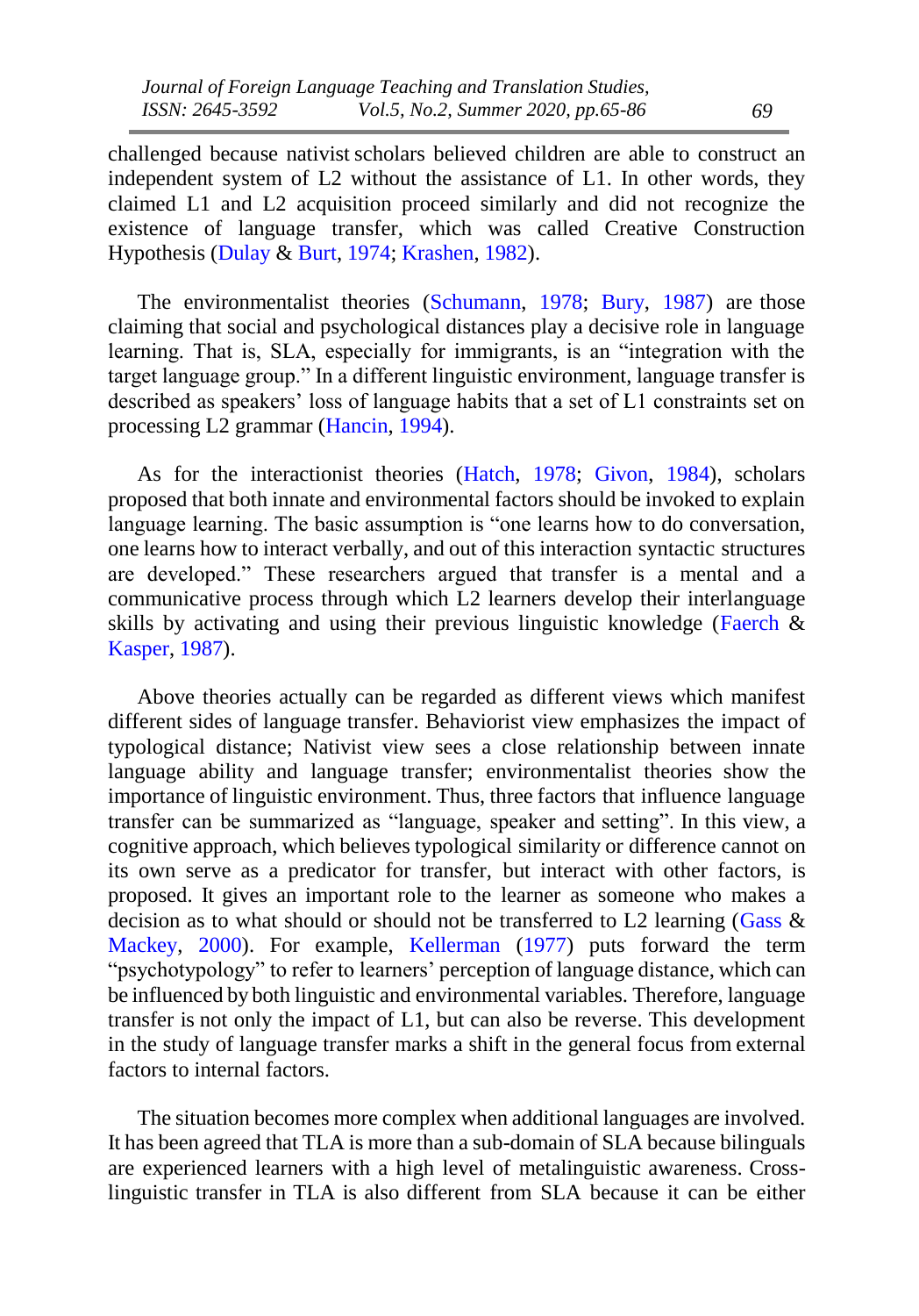challenged because nativist scholars believed children are able to construct an independent system of L2 without the assistance of L1. In other words, they claimed L1 and L2 acquisition proceed similarly and did not recognize the existence of language transfer, which was called Creative Construction Hypothesis (Dulay & Burt, 1974; Krashen, 1982).

The environmentalist theories (Schumann, 1978; Bury, 1987) are those claiming that social and psychological distances play a decisive role in language learning. That is, SLA, especially for immigrants, is an "integration with the target language group." In a different linguistic environment, language transfer is described as speakers' loss of language habits that a set of L1 constraints set on processing L2 grammar (Hancin, 1994).

As for the interactionist theories (Hatch, 1978; Givon, 1984), scholars proposed that both innate and environmental factors should be invoked to explain language learning. The basic assumption is "one learns how to do conversation, one learns how to interact verbally, and out of this interaction syntactic structures are developed." These researchers argued that transfer is a mental and a communicative process through which L2 learners develop their interlanguage skills by activating and using their previous linguistic knowledge (Faerch & Kasper, 1987).

Above theories actually can be regarded as different views which manifest different sides of language transfer. Behaviorist view emphasizes the impact of typological distance; Nativist view sees a close relationship between innate language ability and language transfer; environmentalist theories show the importance of linguistic environment. Thus, three factors that influence language transfer can be summarized as "language, speaker and setting". In this view, a cognitive approach, which believes typological similarity or difference cannot on its own serve as a predicator for transfer, but interact with other factors, is proposed. It gives an important role to the learner as someone who makes a decision as to what should or should not be transferred to L2 learning (Gass & Mackey, 2000). For example, Kellerman (1977) puts forward the term "psychotypology" to refer to learners' perception of language distance, which can be influenced by both linguistic and environmental variables. Therefore, language transfer is not only the impact of L1, but can also be reverse. This development in the study of language transfer marks a shift in the general focus from external factors to internal factors.

The situation becomes more complex when additional languages are involved. It has been agreed that TLA is more than a sub-domain of SLA because bilinguals are experienced learners with a high level of metalinguistic awareness. Cross-linguistic transfer in TLA is also different from SLA because it can be either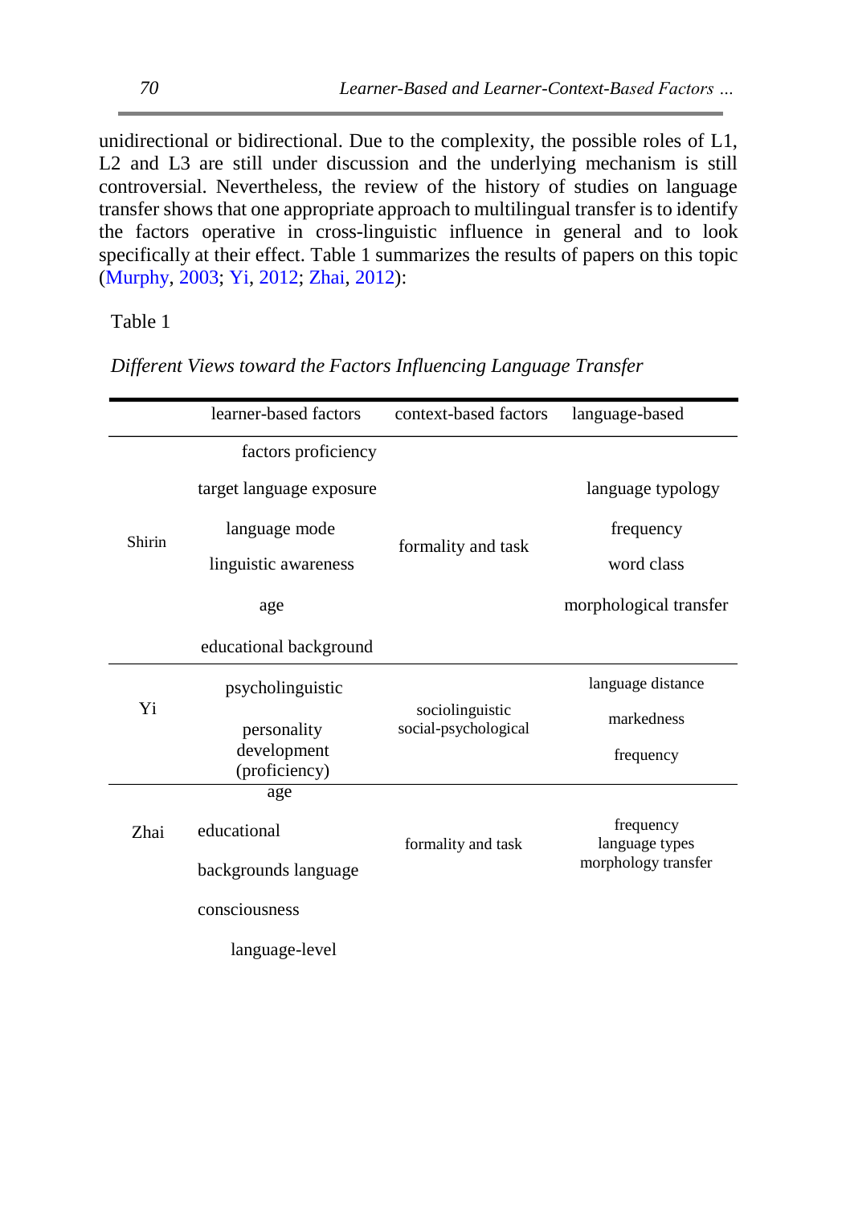unidirectional or bidirectional. Due to the complexity, the possible roles of L1, L2 and L3 are still under discussion and the underlying mechanism is still controversial. Nevertheless, the review of the history of studies on language transfer shows that one appropriate approach to multilingual transfer is to identify the factors operative in cross-linguistic influence in general and to look specifically at their effect. Table 1 summarizes the results of papers on this topic (Murphy, 2003; Yi, 2012; Zhai, 2012):

Table 1

*Different Views toward the Factors Influencing Language Transfer*

| | learner-based factors | context-based factors | language-based |
|---|---|---|---|
| Shirin | factors proficiency<br>target language exposure<br>language mode<br>linguistic awareness<br>age<br>educational background | formality and task | language typology<br>frequency<br>word class<br>morphological transfer |
| Yi | psycholinguistic<br>personality<br>development<br>(proficiency) | sociolinguistic<br>social-psychological | language distance<br>markedness<br>frequency |
| Zhai | age<br>educational<br>backgrounds language<br>consciousness<br>language-level | formality and task | frequency<br>language types<br>morphology transfer |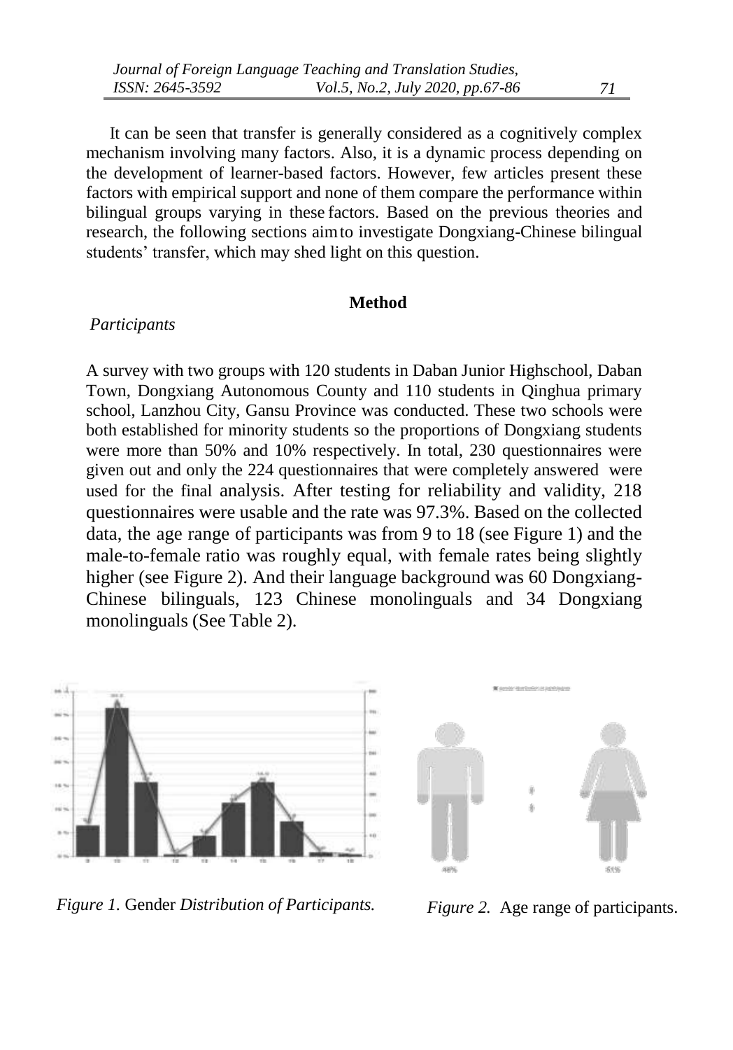It can be seen that transfer is generally considered as a cognitively complex mechanism involving many factors. Also, it is a dynamic process depending on the development of learner-based factors. However, few articles present these factors with empirical support and none of them compare the performance within bilingual groups varying in these factors. Based on the previous theories and research, the following sections aim to investigate Dongxiang-Chinese bilingual students' transfer, which may shed light on this question.

## Method

### *Participants*

A survey with two groups with 120 students in Daban Junior Highschool, Daban Town, Dongxiang Autonomous County and 110 students in Qinghua primary school, Lanzhou City, Gansu Province was conducted. These two schools were both established for minority students so the proportions of Dongxiang students were more than 50% and 10% respectively. In total, 230 questionnaires were given out and only the 224 questionnaires that were completely answered were used for the final analysis. After testing for reliability and validity, 218 questionnaires were usable and the rate was 97.3%. Based on the collected data, the age range of participants was from 9 to 18 (see Figure 1) and the male-to-female ratio was roughly equal, with female rates being slightly higher (see Figure 2). And their language background was 60 Dongxiang-Chinese bilinguals, 123 Chinese monolinguals and 34 Dongxiang monolinguals (See Table 2).

*Figure 1.* Gender *Distribution of Participants.*

*Figure 2.* Age range of participants.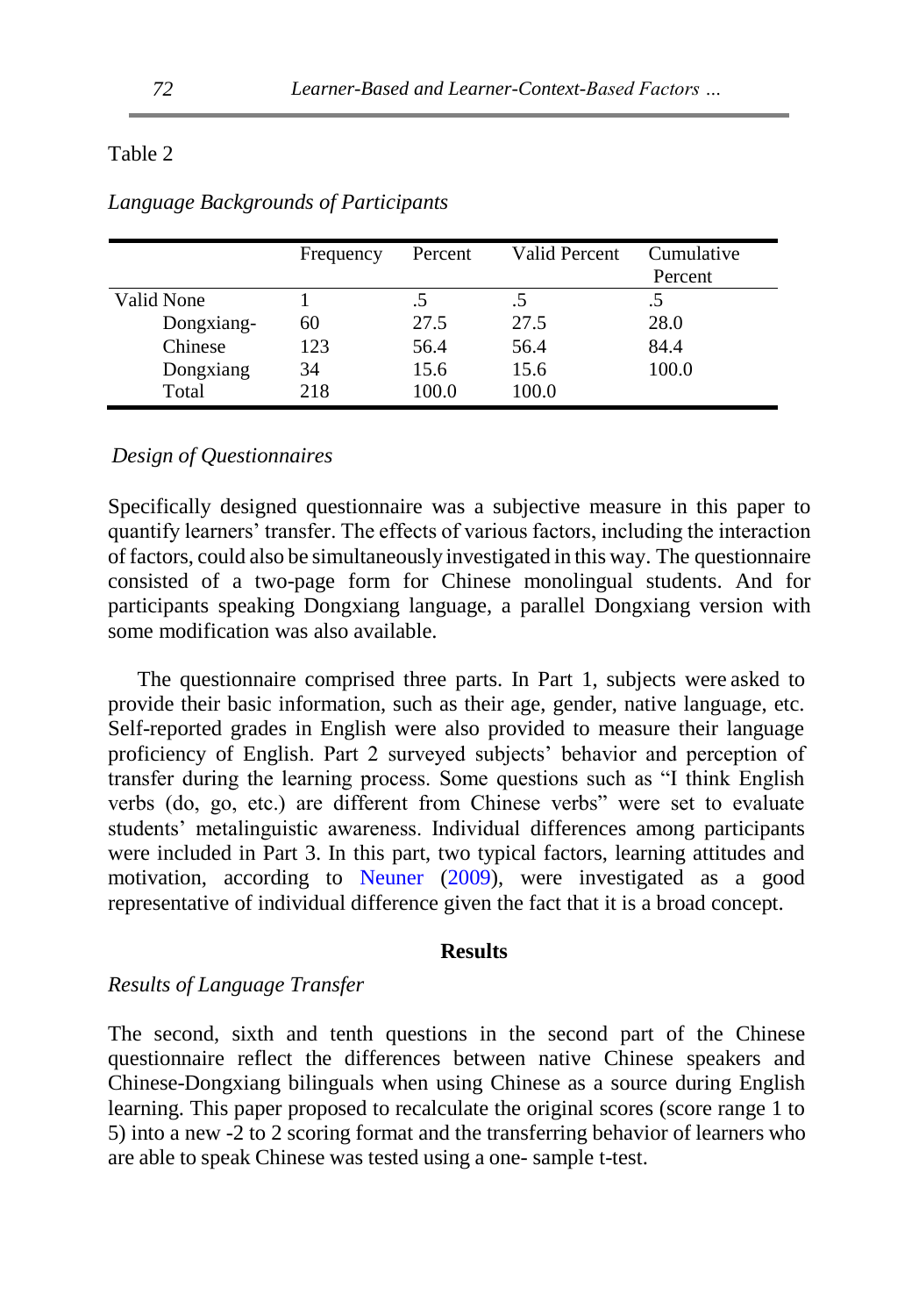Table 2

*Language Backgrounds of Participants*

| | Frequency | Percent | Valid Percent | Cumulative Percent |
|---|---|---|---|---|
| Valid None | 1 | .5 | .5 | .5 |
| Dongxiang- | 60 | 27.5 | 27.5 | 28.0 |
| Chinese | 123 | 56.4 | 56.4 | 84.4 |
| Dongxiang | 34 | 15.6 | 15.6 | 100.0 |
| Total | 218 | 100.0 | 100.0 | |

*Design of Questionnaires*

Specifically designed questionnaire was a subjective measure in this paper to quantify learners' transfer. The effects of various factors, including the interaction of factors, could also be simultaneously investigated in this way. The questionnaire consisted of a two-page form for Chinese monolingual students. And for participants speaking Dongxiang language, a parallel Dongxiang version with some modification was also available.

The questionnaire comprised three parts. In Part 1, subjects were asked to provide their basic information, such as their age, gender, native language, etc. Self-reported grades in English were also provided to measure their language proficiency of English. Part 2 surveyed subjects' behavior and perception of transfer during the learning process. Some questions such as "I think English verbs (do, go, etc.) are different from Chinese verbs" were set to evaluate students' metalinguistic awareness. Individual differences among participants were included in Part 3. In this part, two typical factors, learning attitudes and motivation, according to Neuner (2009), were investigated as a good representative of individual difference given the fact that it is a broad concept.

## Results

*Results of Language Transfer*

The second, sixth and tenth questions in the second part of the Chinese questionnaire reflect the differences between native Chinese speakers and Chinese-Dongxiang bilinguals when using Chinese as a source during English learning. This paper proposed to recalculate the original scores (score range 1 to 5) into a new -2 to 2 scoring format and the transferring behavior of learners who are able to speak Chinese was tested using a one- sample t-test.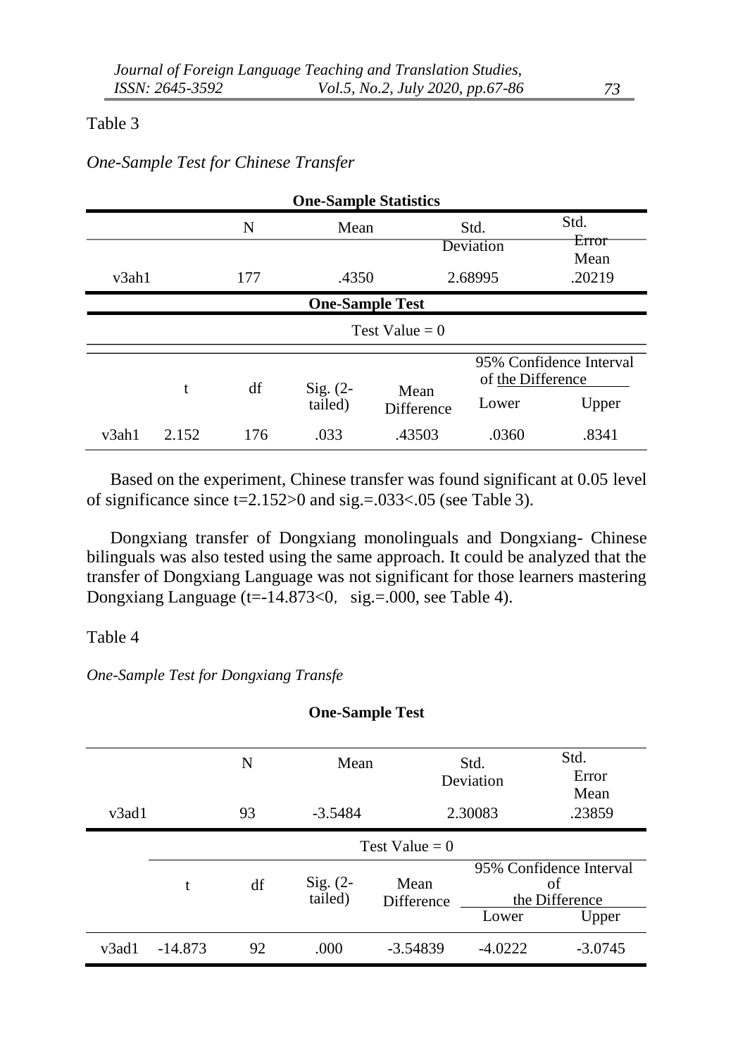Table 3

*One-Sample Test for Chinese Transfer*

**One-Sample Statistics**

| | N | Mean | Std. Deviation | Std. Error Mean |
|---|---|---|---|---|
| v3ah1 | 177 | .4350 | 2.68995 | .20219 |

**One-Sample Test**

| | Test Value = 0 | | | | | |
|---|---|---|---|---|---|---|
| | t | df | Sig. (2-tailed) | Mean Difference | 95% Confidence Interval of the Difference | |
| | | | | | Lower | Upper |
| v3ah1 | 2.152 | 176 | .033 | .43503 | .0360 | .8341 |

Based on the experiment, Chinese transfer was found significant at 0.05 level of significance since t=2.152>0 and sig.=.033<.05 (see Table 3).

Dongxiang transfer of Dongxiang monolinguals and Dongxiang- Chinese bilinguals was also tested using the same approach. It could be analyzed that the transfer of Dongxiang Language was not significant for those learners mastering Dongxiang Language (t=-14.873<0， sig.=.000, see Table 4).

Table 4

*One-Sample Test for Dongxiang Transfe*

**One-Sample Test**

| | N | Mean | Std. Deviation | Std. Error Mean |
|---|---|---|---|---|
| v3ad1 | 93 | -3.5484 | 2.30083 | .23859 |

| | Test Value = 0 | | | | | |
|---|---|---|---|---|---|---|
| | t | df | Sig. (2-tailed) | Mean Difference | 95% Confidence Interval of the Difference | |
| | | | | | Lower | Upper |
| v3ad1 | -14.873 | 92 | .000 | -3.54839 | -4.0222 | -3.0745 |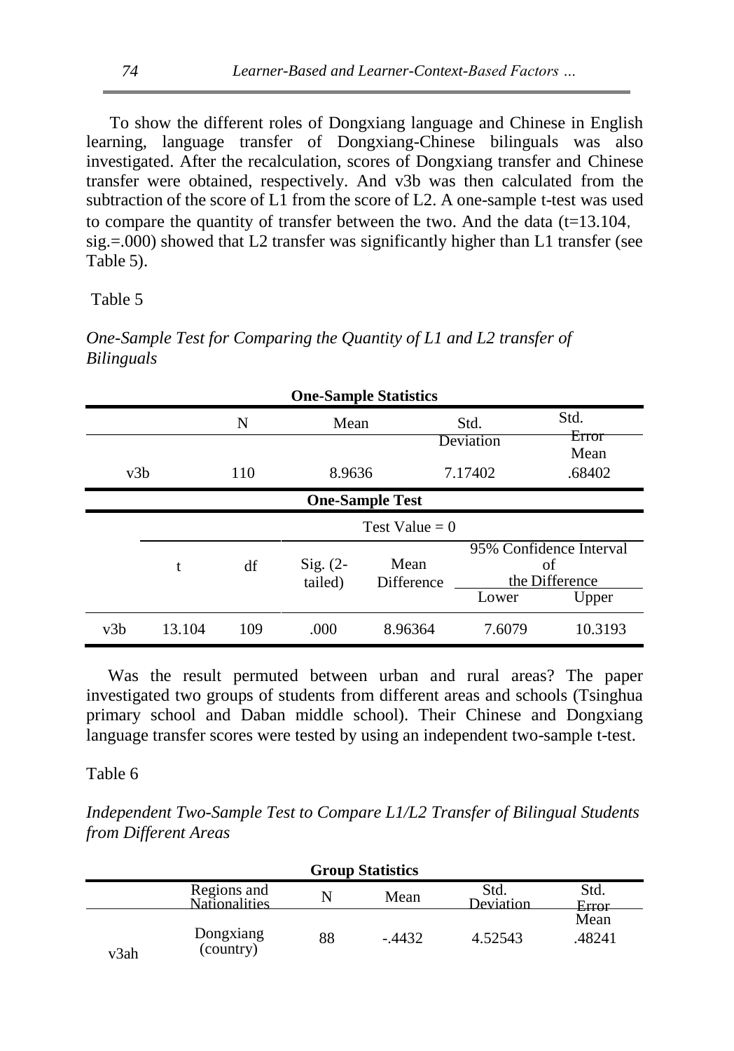To show the different roles of Dongxiang language and Chinese in English learning, language transfer of Dongxiang-Chinese bilinguals was also investigated. After the recalculation, scores of Dongxiang transfer and Chinese transfer were obtained, respectively. And v3b was then calculated from the subtraction of the score of L1 from the score of L2. A one-sample t-test was used to compare the quantity of transfer between the two. And the data (t=13.104, sig.=.000) showed that L2 transfer was significantly higher than L1 transfer (see Table 5).

Table 5

*One-Sample Test for Comparing the Quantity of L1 and L2 transfer of Bilinguals*

**One-Sample Statistics**

| | N | Mean | Std. Deviation | Std. Error Mean |
|---|---|---|---|---|
| v3b | 110 | 8.9636 | 7.17402 | .68402 |

**One-Sample Test**

| | Test Value = 0 | | | | | |
|---|---|---|---|---|---|---|
| | t | df | Sig. (2-tailed) | Mean Difference | 95% Confidence Interval of the Difference | |
| | | | | | Lower | Upper |
| v3b | 13.104 | 109 | .000 | 8.96364 | 7.6079 | 10.3193 |

Was the result permuted between urban and rural areas? The paper investigated two groups of students from different areas and schools (Tsinghua primary school and Daban middle school). Their Chinese and Dongxiang language transfer scores were tested by using an independent two-sample t-test.

Table 6

*Independent Two-Sample Test to Compare L1/L2 Transfer of Bilingual Students from Different Areas*

**Group Statistics**

| | Regions and Nationalities | N | Mean | Std. Deviation | Std. Error Mean |
|---|---|---|---|---|---|
| v3ah | Dongxiang (country) | 88 | -.4432 | 4.52543 | .48241 |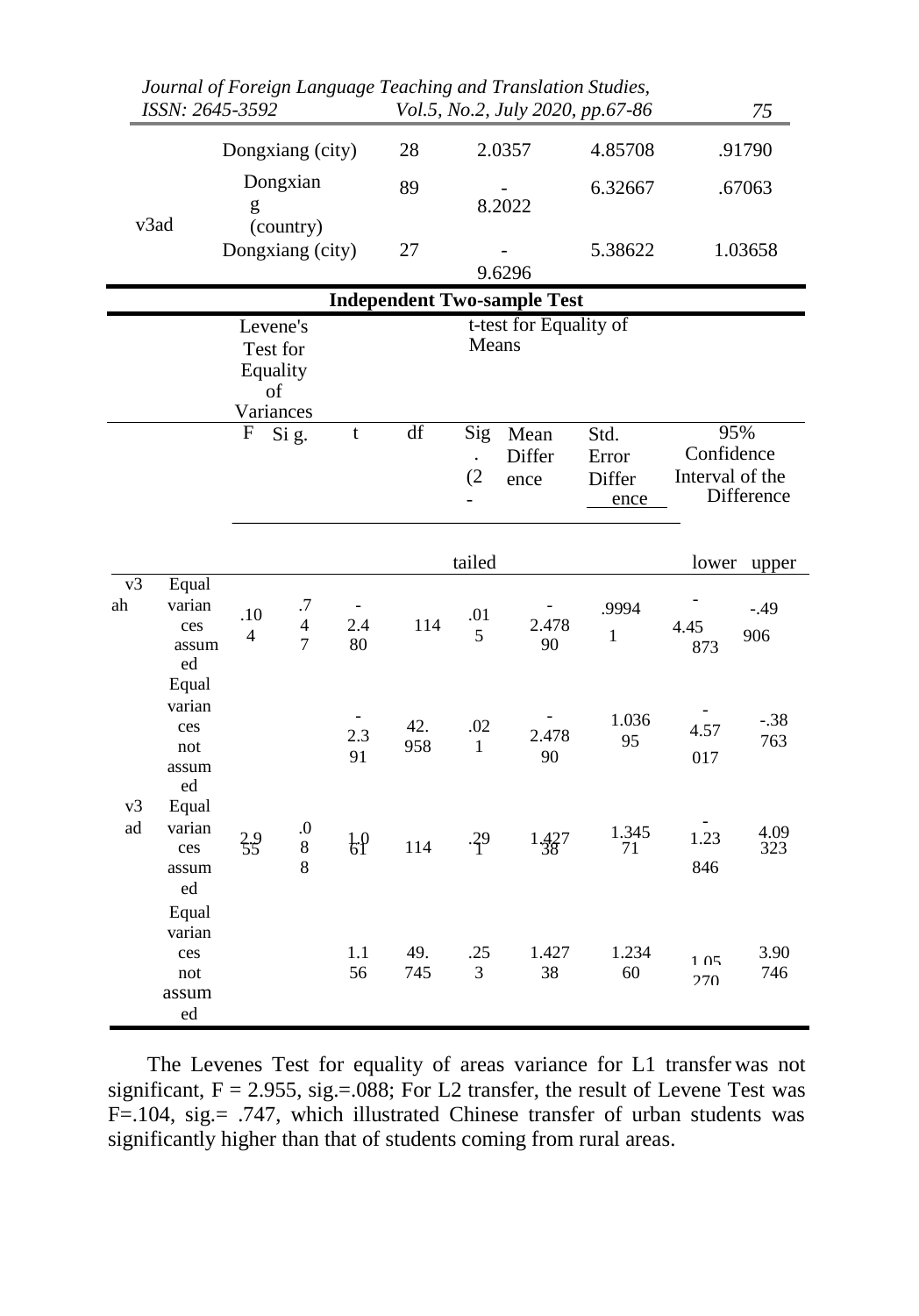|  |  | N | Mean | Std. Deviation | Std. Error Mean |
|---|---|---|---|---|---|
|  | Dongxiang (city) | 28 | 2.0357 | 4.85708 | .91790 |
| v3ad | Dongxiang (country) | 89 | -8.2022 | 6.32667 | .67063 |
|  | Dongxiang (city) | 27 | -9.6296 | 5.38622 | 1.03658 |

**Independent Two-sample Test**

|  |  | Levene's Test for Equality of Variances |  | t-test for Equality of Means |  |  |  |  |  |  |
|---|---|---|---|---|---|---|---|---|---|---|
|  |  | F | Sig. | t | df | Sig. (2-tailed) | Mean Difference | Std. Error Difference | 95% Confidence Interval of the Difference |  |
|  |  |  |  |  |  |  |  |  | lower | upper |
| v3ah | Equal variances assumed | .104 | .747 | -2.480 | 114 | .015 | -2.47890 | .99941 | -4.45873 | -.49906 |
|  | Equal variances not assumed |  |  | -2.391 | 42.958 | .021 | -2.47890 | 1.03695 | -4.57017 | -.38763 |
| v3ad | Equal variances assumed | 2.955 | .088 | 1.061 | 114 | .291 | 1.42738 | 1.34571 | -1.23846 | 4.09323 |
|  | Equal variances not assumed |  |  | 1.156 | 49.745 | .253 | 1.42738 | 1.23460 | -1.05270 | 3.90746 |

The Levenes Test for equality of areas variance for L1 transfer was not significant, F = 2.955, sig.=.088; For L2 transfer, the result of Levene Test was F=.104, sig.= .747, which illustrated Chinese transfer of urban students was significantly higher than that of students coming from rural areas.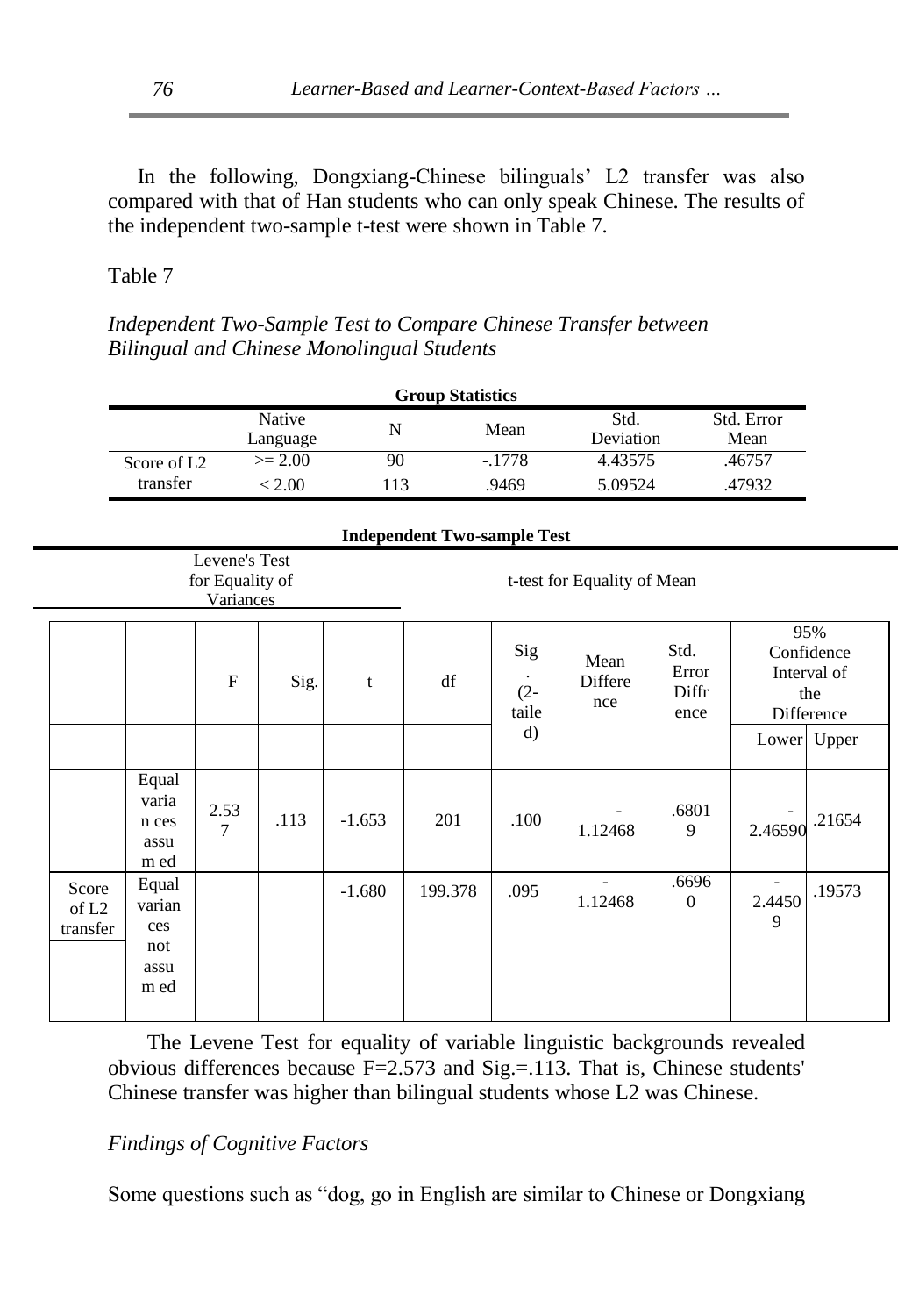In the following, Dongxiang-Chinese bilinguals' L2 transfer was also compared with that of Han students who can only speak Chinese. The results of the independent two-sample t-test were shown in Table 7.

Table 7

*Independent Two-Sample Test to Compare Chinese Transfer between Bilingual and Chinese Monolingual Students*

**Group Statistics**

| | Native Language | N | Mean | Std. Deviation | Std. Error Mean |
|---|---|---|---|---|---|
| Score of L2 transfer | >= 2.00 | 90 | -.1778 | 4.43575 | .46757 |
| | < 2.00 | 113 | .9469 | 5.09524 | .47932 |

**Independent Two-sample Test**

| | | Levene's Test for Equality of Variances | | t-test for Equality of Mean | | | | | | |
|---|---|---|---|---|---|---|---|---|---|---|
| | | F | Sig. | t | df | Sig. (2-tailed) | Mean Difference | Std. Error Difference | 95% Confidence Interval of the Difference | |
| | | | | | | | | | Lower | Upper |
| | Equal variances assumed | 2.537 | .113 | -1.653 | 201 | .100 | -1.12468 | .68019 | -2.46590 | .21654 |
| Score of L2 transfer | Equal variances not assumed | | | -1.680 | 199.378 | .095 | -1.12468 | .66960 | -2.44509 | .19573 |

The Levene Test for equality of variable linguistic backgrounds revealed obvious differences because F=2.573 and Sig.=.113. That is, Chinese students' Chinese transfer was higher than bilingual students whose L2 was Chinese.

*Findings of Cognitive Factors*

Some questions such as "dog, go in English are similar to Chinese or Dongxiang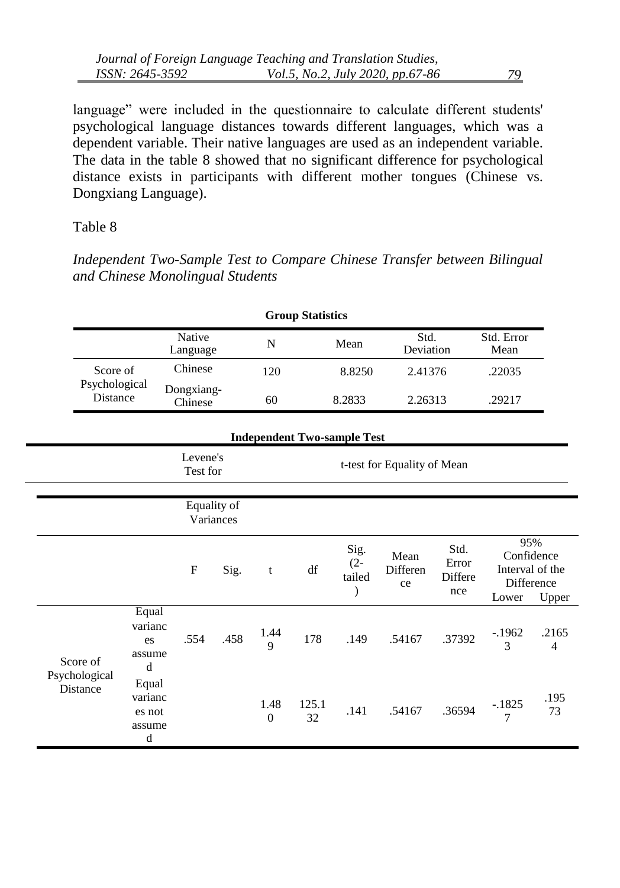language" were included in the questionnaire to calculate different students' psychological language distances towards different languages, which was a dependent variable. Their native languages are used as an independent variable. The data in the table 8 showed that no significant difference for psychological distance exists in participants with different mother tongues (Chinese vs. Dongxiang Language).

Table 8

*Independent Two-Sample Test to Compare Chinese Transfer between Bilingual and Chinese Monolingual Students*

**Group Statistics**

| | Native Language | N | Mean | Std. Deviation | Std. Error Mean |
|---|---|---|---|---|---|
| Score of Psychological Distance | Chinese | 120 | 8.8250 | 2.41376 | .22035 |
| | Dongxiang-Chinese | 60 | 8.2833 | 2.26313 | .29217 |

**Independent Two-sample Test**

| | | Levene's Test for Equality of Variances | | t-test for Equality of Mean | | | | | | |
|---|---|---|---|---|---|---|---|---|---|---|
| | | F | Sig. | t | df | Sig. (2-tailed) | Mean Difference | Std. Error Difference | 95% Confidence Interval of the Difference Lower | Upper |
| Score of Psychological Distance | Equal variances assumed | .554 | .458 | 1.449 | 178 | .149 | .54167 | .37392 | -.19623 | .21654 |
| | Equal variances not assumed | | | 1.480 | 125.132 | .141 | .54167 | .36594 | -.18257 | .19573 |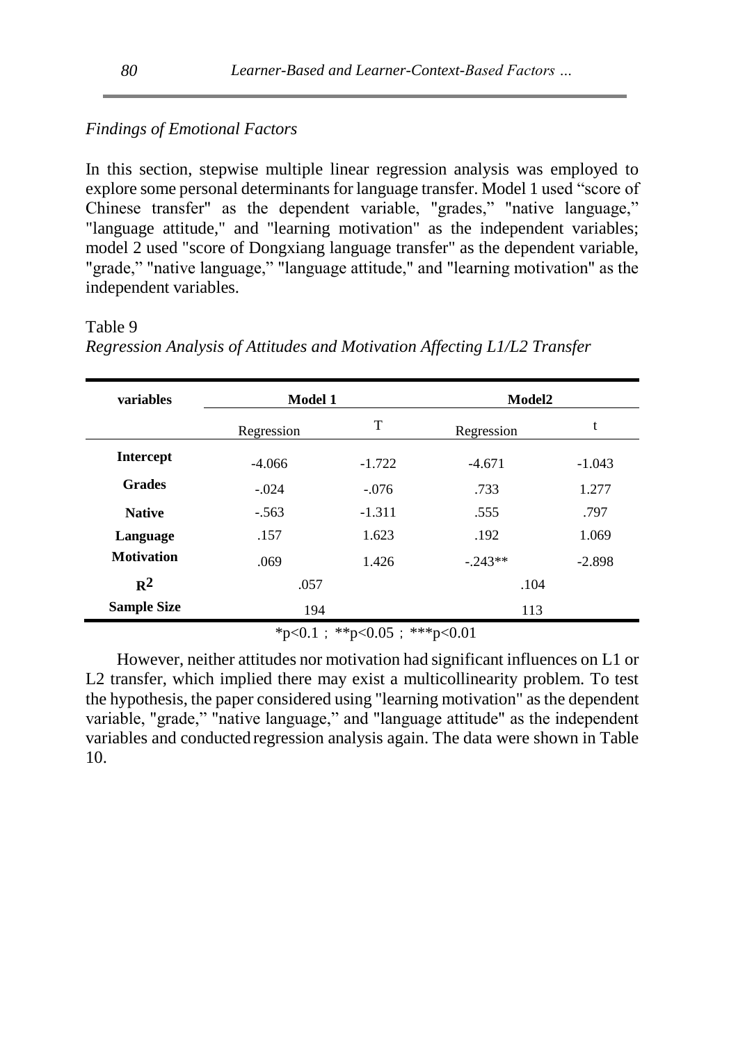*Findings of Emotional Factors*

In this section, stepwise multiple linear regression analysis was employed to explore some personal determinants for language transfer. Model 1 used "score of Chinese transfer" as the dependent variable, "grades," "native language," "language attitude," and "learning motivation" as the independent variables; model 2 used "score of Dongxiang language transfer" as the dependent variable, "grade," "native language," "language attitude," and "learning motivation" as the independent variables.

Table 9

*Regression Analysis of Attitudes and Motivation Affecting L1/L2 Transfer*

| variables | Model 1 | | Model2 | |
|---|---|---|---|---|
| | Regression | T | Regression | t |
| **Intercept** | -4.066 | -1.722 | -4.671 | -1.043 |
| **Grades** | -.024 | -.076 | .733 | 1.277 |
| **Native** | -.563 | -1.311 | .555 | .797 |
| **Language** | .157 | 1.623 | .192 | 1.069 |
| **Motivation** | .069 | 1.426 | -.243** | -2.898 |
| $R^2$ | .057 | | .104 | |
| **Sample Size** | 194 | | 113 | |

*p<0.1; **p<0.05; ***p<0.01

However, neither attitudes nor motivation had significant influences on L1 or L2 transfer, which implied there may exist a multicollinearity problem. To test the hypothesis, the paper considered using "learning motivation" as the dependent variable, "grade," "native language," and "language attitude" as the independent variables and conducted regression analysis again. The data were shown in Table 10.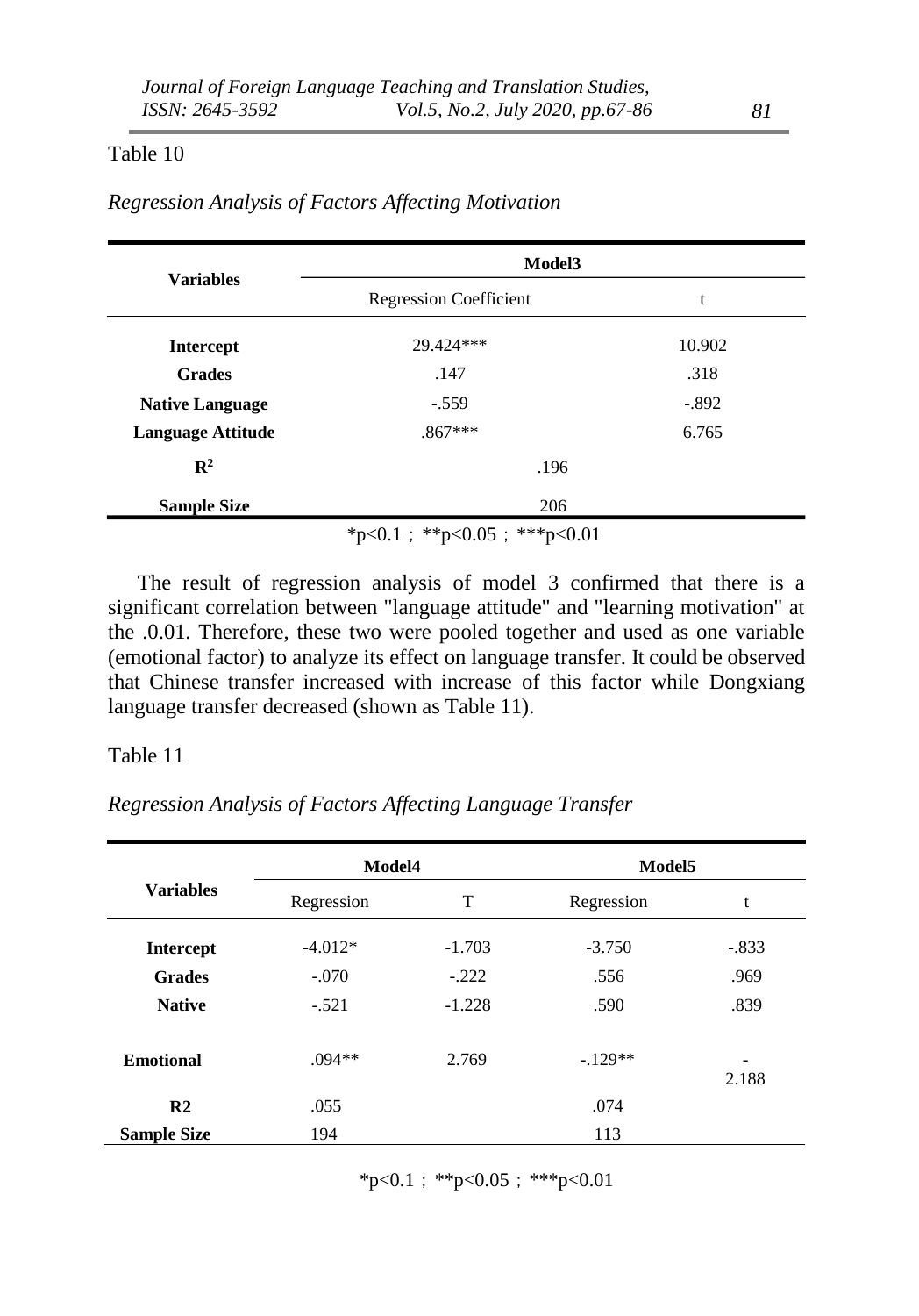Table 10

*Regression Analysis of Factors Affecting Motivation*

| Variables | Model3 | |
|---|---|---|
| | Regression Coefficient | t |
| **Intercept** | 29.424*** | 10.902 |
| **Grades** | .147 | .318 |
| **Native Language** | -.559 | -.892 |
| **Language Attitude** | .867*** | 6.765 |
| $R^2$ | .196 | |
| **Sample Size** | 206 | |

*p<0.1；**p<0.05；***p<0.01

The result of regression analysis of model 3 confirmed that there is a significant correlation between "language attitude" and "learning motivation" at the .0.01. Therefore, these two were pooled together and used as one variable (emotional factor) to analyze its effect on language transfer. It could be observed that Chinese transfer increased with increase of this factor while Dongxiang language transfer decreased (shown as Table 11).

Table 11

*Regression Analysis of Factors Affecting Language Transfer*

| Variables | Model4 | | Model5 | |
|---|---|---|---|---|
| | Regression | T | Regression | t |
| **Intercept** | -4.012* | -1.703 | -3.750 | -.833 |
| **Grades** | -.070 | -.222 | .556 | .969 |
| **Native** | -.521 | -1.228 | .590 | .839 |
| **Emotional** | .094** | 2.769 | -.129** | -2.188 |
| **R2** | .055 | | .074 | |
| **Sample Size** | 194 | | 113 | |

*p<0.1；**p<0.05；***p<0.01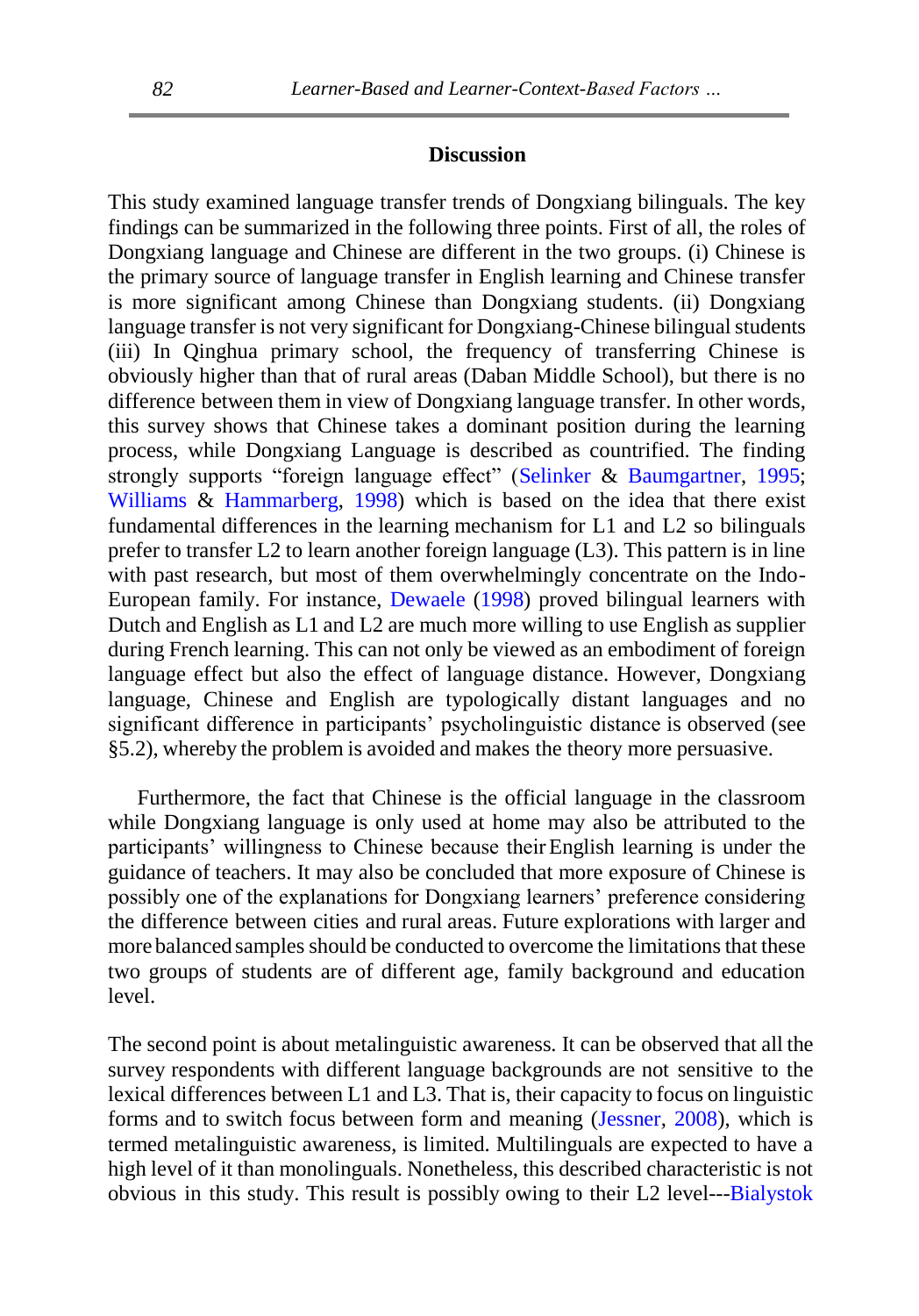## Discussion

This study examined language transfer trends of Dongxiang bilinguals. The key findings can be summarized in the following three points. First of all, the roles of Dongxiang language and Chinese are different in the two groups. (i) Chinese is the primary source of language transfer in English learning and Chinese transfer is more significant among Chinese than Dongxiang students. (ii) Dongxiang language transfer is not very significant for Dongxiang-Chinese bilingual students (iii) In Qinghua primary school, the frequency of transferring Chinese is obviously higher than that of rural areas (Daban Middle School), but there is no difference between them in view of Dongxiang language transfer. In other words, this survey shows that Chinese takes a dominant position during the learning process, while Dongxiang Language is described as countrified. The finding strongly supports "foreign language effect" (Selinker & Baumgartner, 1995; Williams & Hammarberg, 1998) which is based on the idea that there exist fundamental differences in the learning mechanism for L1 and L2 so bilinguals prefer to transfer L2 to learn another foreign language (L3). This pattern is in line with past research, but most of them overwhelmingly concentrate on the Indo-European family. For instance, Dewaele (1998) proved bilingual learners with Dutch and English as L1 and L2 are much more willing to use English as supplier during French learning. This can not only be viewed as an embodiment of foreign language effect but also the effect of language distance. However, Dongxiang language, Chinese and English are typologically distant languages and no significant difference in participants' psycholinguistic distance is observed (see §5.2), whereby the problem is avoided and makes the theory more persuasive.

Furthermore, the fact that Chinese is the official language in the classroom while Dongxiang language is only used at home may also be attributed to the participants' willingness to Chinese because their English learning is under the guidance of teachers. It may also be concluded that more exposure of Chinese is possibly one of the explanations for Dongxiang learners' preference considering the difference between cities and rural areas. Future explorations with larger and more balanced samples should be conducted to overcome the limitations that these two groups of students are of different age, family background and education level.

The second point is about metalinguistic awareness. It can be observed that all the survey respondents with different language backgrounds are not sensitive to the lexical differences between L1 and L3. That is, their capacity to focus on linguistic forms and to switch focus between form and meaning (Jessner, 2008), which is termed metalinguistic awareness, is limited. Multilinguals are expected to have a high level of it than monolinguals. Nonetheless, this described characteristic is not obvious in this study. This result is possibly owing to their L2 level---Bialystok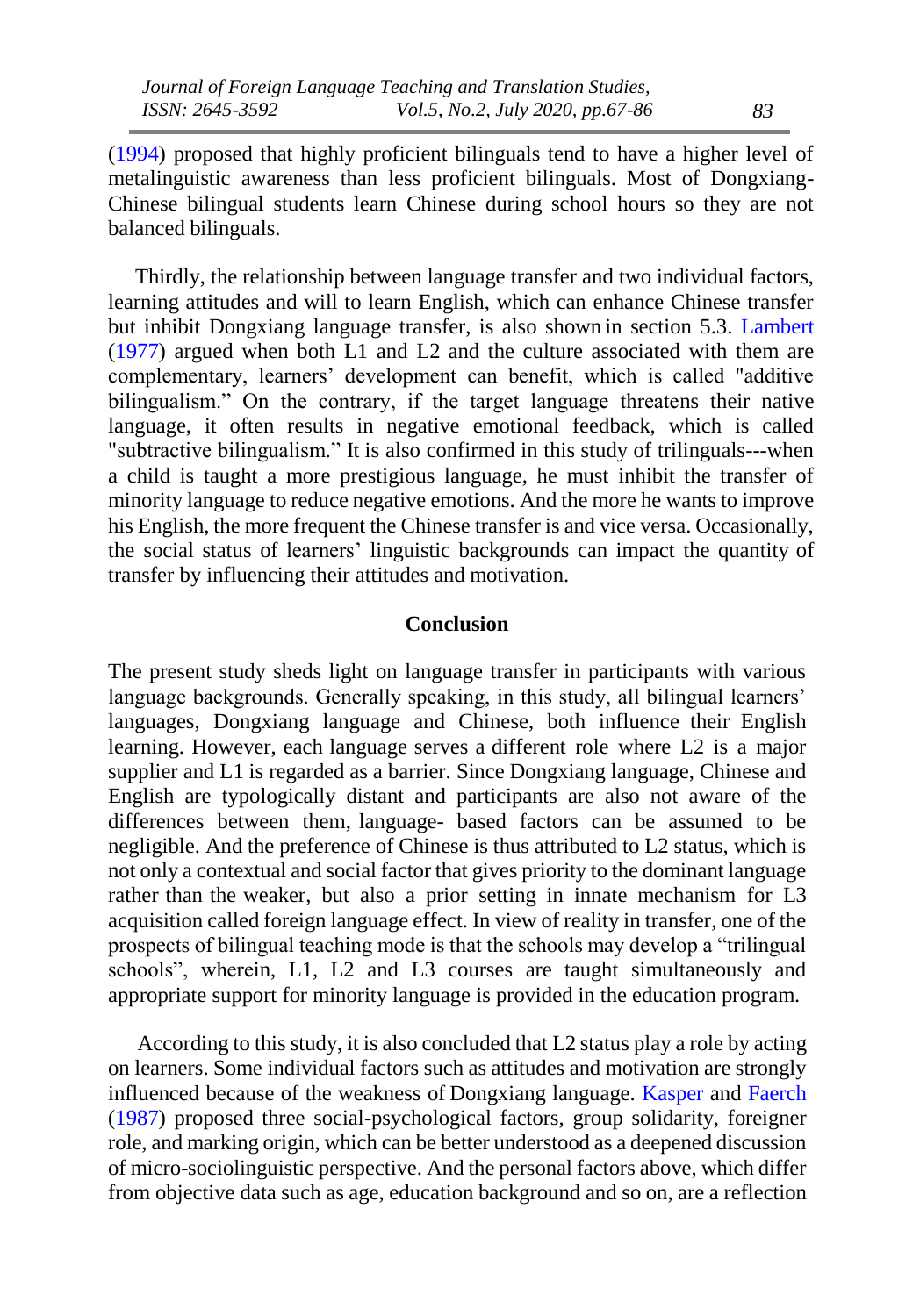(1994) proposed that highly proficient bilinguals tend to have a higher level of metalinguistic awareness than less proficient bilinguals. Most of Dongxiang-Chinese bilingual students learn Chinese during school hours so they are not balanced bilinguals.

Thirdly, the relationship between language transfer and two individual factors, learning attitudes and will to learn English, which can enhance Chinese transfer but inhibit Dongxiang language transfer, is also shown in section 5.3. Lambert (1977) argued when both L1 and L2 and the culture associated with them are complementary, learners' development can benefit, which is called "additive bilingualism." On the contrary, if the target language threatens their native language, it often results in negative emotional feedback, which is called "subtractive bilingualism." It is also confirmed in this study of trilinguals---when a child is taught a more prestigious language, he must inhibit the transfer of minority language to reduce negative emotions. And the more he wants to improve his English, the more frequent the Chinese transfer is and vice versa. Occasionally, the social status of learners' linguistic backgrounds can impact the quantity of transfer by influencing their attitudes and motivation.

## Conclusion

The present study sheds light on language transfer in participants with various language backgrounds. Generally speaking, in this study, all bilingual learners' languages, Dongxiang language and Chinese, both influence their English learning. However, each language serves a different role where L2 is a major supplier and L1 is regarded as a barrier. Since Dongxiang language, Chinese and English are typologically distant and participants are also not aware of the differences between them, language- based factors can be assumed to be negligible. And the preference of Chinese is thus attributed to L2 status, which is not only a contextual and social factor that gives priority to the dominant language rather than the weaker, but also a prior setting in innate mechanism for L3 acquisition called foreign language effect. In view of reality in transfer, one of the prospects of bilingual teaching mode is that the schools may develop a "trilingual schools", wherein, L1, L2 and L3 courses are taught simultaneously and appropriate support for minority language is provided in the education program.

According to this study, it is also concluded that L2 status play a role by acting on learners. Some individual factors such as attitudes and motivation are strongly influenced because of the weakness of Dongxiang language. Kasper and Faerch (1987) proposed three social-psychological factors, group solidarity, foreigner role, and marking origin, which can be better understood as a deepened discussion of micro-sociolinguistic perspective. And the personal factors above, which differ from objective data such as age, education background and so on, are a reflection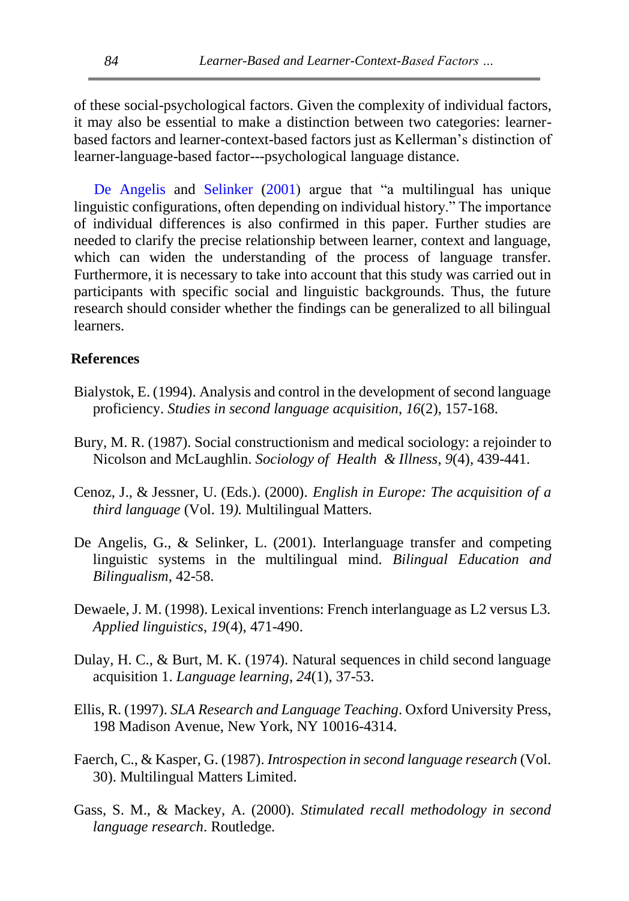of these social-psychological factors. Given the complexity of individual factors, it may also be essential to make a distinction between two categories: learner-based factors and learner-context-based factors just as Kellerman's distinction of learner-language-based factor---psychological language distance.

De Angelis and Selinker (2001) argue that "a multilingual has unique linguistic configurations, often depending on individual history." The importance of individual differences is also confirmed in this paper. Further studies are needed to clarify the precise relationship between learner, context and language, which can widen the understanding of the process of language transfer. Furthermore, it is necessary to take into account that this study was carried out in participants with specific social and linguistic backgrounds. Thus, the future research should consider whether the findings can be generalized to all bilingual learners.

**References**

Bialystok, E. (1994). Analysis and control in the development of second language proficiency. *Studies in second language acquisition*, *16*(2), 157-168.

Bury, M. R. (1987). Social constructionism and medical sociology: a rejoinder to Nicolson and McLaughlin. *Sociology of Health & Illness*, *9*(4), 439-441.

Cenoz, J., & Jessner, U. (Eds.). (2000). *English in Europe: The acquisition of a third language* (Vol. 19*).* Multilingual Matters.

De Angelis, G., & Selinker, L. (2001). Interlanguage transfer and competing linguistic systems in the multilingual mind. *Bilingual Education and Bilingualism*, 42-58.

Dewaele, J. M. (1998). Lexical inventions: French interlanguage as L2 versus L3. *Applied linguistics*, *19*(4), 471-490.

Dulay, H. C., & Burt, M. K. (1974). Natural sequences in child second language acquisition 1. *Language learning*, *24*(1), 37-53.

Ellis, R. (1997). *SLA Research and Language Teaching*. Oxford University Press, 198 Madison Avenue, New York, NY 10016-4314.

Faerch, C., & Kasper, G. (1987). *Introspection in second language research* (Vol. 30). Multilingual Matters Limited.

Gass, S. M., & Mackey, A. (2000). *Stimulated recall methodology in second language research*. Routledge.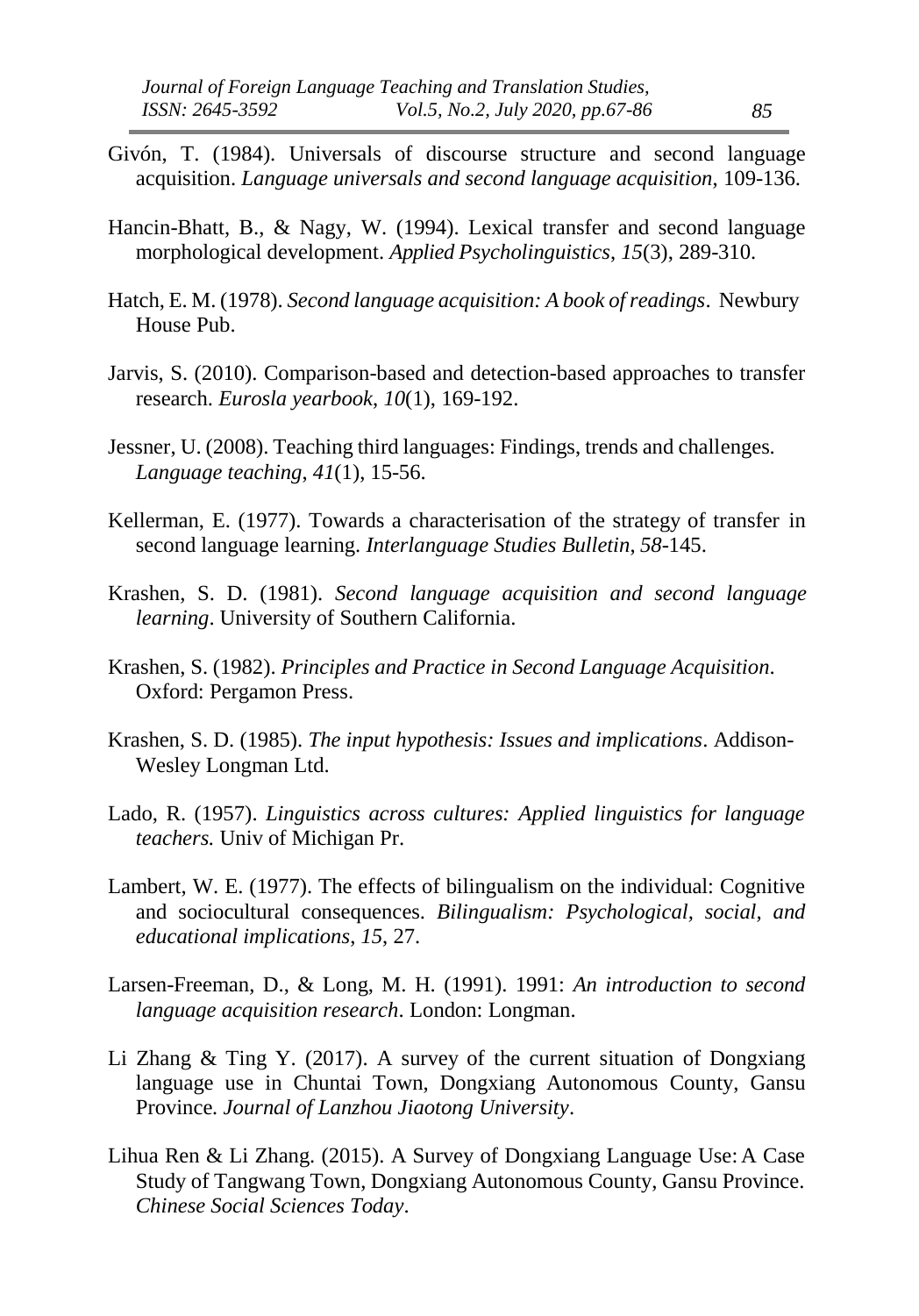Givón, T. (1984). Universals of discourse structure and second language acquisition. *Language universals and second language acquisition*, 109-136.

Hancin-Bhatt, B., & Nagy, W. (1994). Lexical transfer and second language morphological development. *Applied Psycholinguistics*, *15*(3), 289-310.

Hatch, E. M. (1978). *Second language acquisition: A book of readings*. Newbury House Pub.

Jarvis, S. (2010). Comparison-based and detection-based approaches to transfer research. *Eurosla yearbook*, *10*(1), 169-192.

Jessner, U. (2008). Teaching third languages: Findings, trends and challenges. *Language teaching*, *41*(1), 15-56.

Kellerman, E. (1977). Towards a characterisation of the strategy of transfer in second language learning. *Interlanguage Studies Bulletin*, *58*-145.

Krashen, S. D. (1981). *Second language acquisition and second language learning*. University of Southern California.

Krashen, S. (1982). *Principles and Practice in Second Language Acquisition*. Oxford: Pergamon Press.

Krashen, S. D. (1985). *The input hypothesis: Issues and implications*. Addison-Wesley Longman Ltd.

Lado, R. (1957). *Linguistics across cultures: Applied linguistics for language teachers.* Univ of Michigan Pr.

Lambert, W. E. (1977). The effects of bilingualism on the individual: Cognitive and sociocultural consequences. *Bilingualism: Psychological, social, and educational implications*, *15*, 27.

Larsen-Freeman, D., & Long, M. H. (1991). 1991: *An introduction to second language acquisition research*. London: Longman.

Li Zhang & Ting Y. (2017). A survey of the current situation of Dongxiang language use in Chuntai Town, Dongxiang Autonomous County, Gansu Province. *Journal of Lanzhou Jiaotong University*.

Lihua Ren & Li Zhang. (2015). A Survey of Dongxiang Language Use: A Case Study of Tangwang Town, Dongxiang Autonomous County, Gansu Province. *Chinese Social Sciences Today*.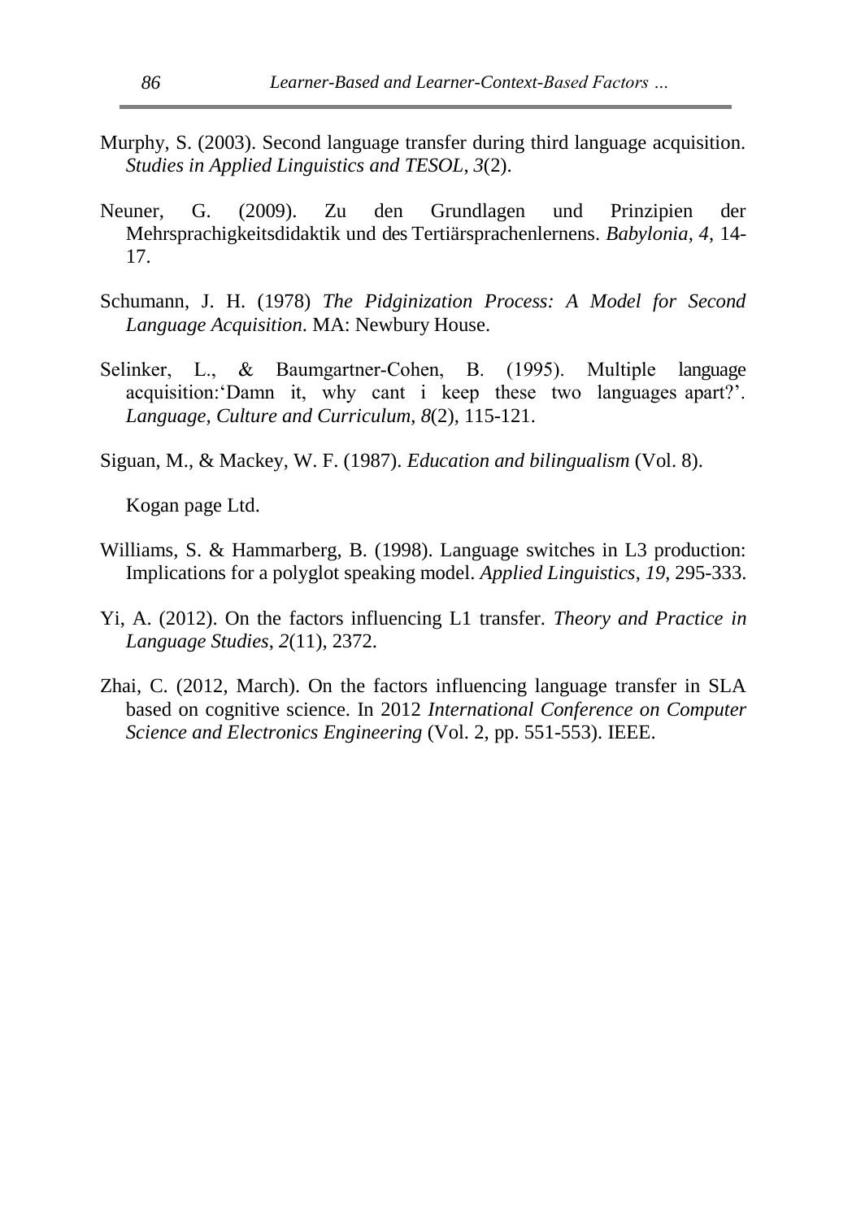Murphy, S. (2003). Second language transfer during third language acquisition. *Studies in Applied Linguistics and TESOL*, *3*(2).

Neuner, G. (2009). Zu den Grundlagen und Prinzipien der Mehrsprachigkeitsdidaktik und des Tertiärsprachenlernens. *Babylonia*, *4*, 14-17.

Schumann, J. H. (1978) *The Pidginization Process: A Model for Second Language Acquisition*. MA: Newbury House.

Selinker, L., & Baumgartner-Cohen, B. (1995). Multiple language acquisition:'Damn it, why cant i keep these two languages apart?'. *Language, Culture and Curriculum*, *8*(2), 115-121.

Siguan, M., & Mackey, W. F. (1987). *Education and bilingualism* (Vol. 8).

Kogan page Ltd.

Williams, S. & Hammarberg, B. (1998). Language switches in L3 production: Implications for a polyglot speaking model. *Applied Linguistics*, *19*, 295-333.

Yi, A. (2012). On the factors influencing L1 transfer. *Theory and Practice in Language Studies*, *2*(11), 2372.

Zhai, C. (2012, March). On the factors influencing language transfer in SLA based on cognitive science. In 2012 *International Conference on Computer Science and Electronics Engineering* (Vol. 2, pp. 551-553). IEEE.